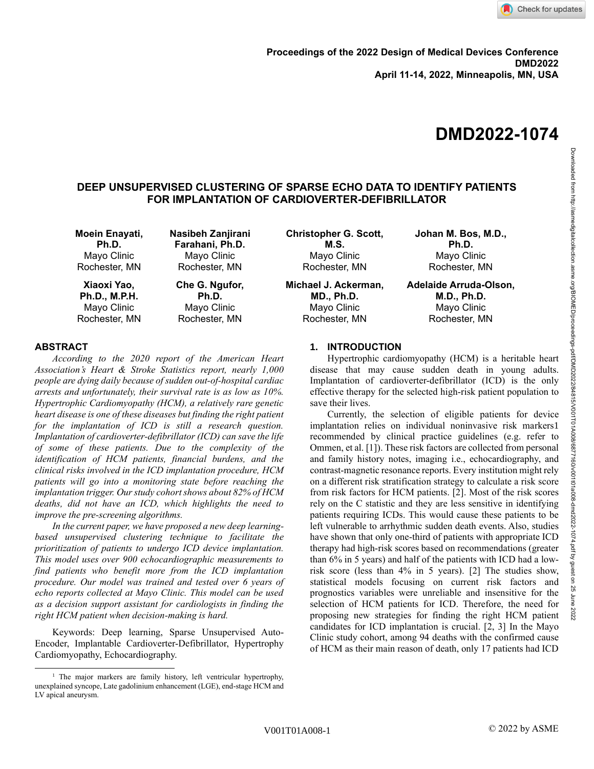Proceedings of the 2022 Design of Medical Devices Conference
DMD2022
April 11-14, 2022, Minneapolis, MN, USA

# DMD2022-1074

## DEEP UNSUPERVISED CLUSTERING OF SPARSE ECHO DATA TO IDENTIFY PATIENTS FOR IMPLANTATION OF CARDIOVERTER-DEFIBRILLATOR

**Moein Enayati, Ph.D.**
Mayo Clinic
Rochester, MN

**Nasibeh Zanjirani Farahani, Ph.D.**
Mayo Clinic
Rochester, MN

**Christopher G. Scott, M.S.**
Mayo Clinic
Rochester, MN

**Johan M. Bos, M.D., Ph.D.**
Mayo Clinic
Rochester, MN

**Xiaoxi Yao, Ph.D., M.P.H.**
Mayo Clinic
Rochester, MN

**Che G. Ngufor, Ph.D.**
Mayo Clinic
Rochester, MN

**Michael J. Ackerman, MD., Ph.D.**
Mayo Clinic
Rochester, MN

**Adelaide Arruda-Olson, M.D., Ph.D.**
Mayo Clinic
Rochester, MN

## ABSTRACT

*According to the 2020 report of the American Heart Association's Heart & Stroke Statistics report, nearly 1,000 people are dying daily because of sudden out-of-hospital cardiac arrests and unfortunately, their survival rate is as low as 10%. Hypertrophic Cardiomyopathy (HCM), a relatively rare genetic heart disease is one of these diseases but finding the right patient for the implantation of ICD is still a research question. Implantation of cardioverter-defibrillator (ICD) can save the life of some of these patients. Due to the complexity of the identification of HCM patients, financial burdens, and the clinical risks involved in the ICD implantation procedure, HCM patients will go into a monitoring state before reaching the implantation trigger. Our study cohort shows about 82% of HCM deaths, did not have an ICD, which highlights the need to improve the pre-screening algorithms.*

*In the current paper, we have proposed a new deep learning-based unsupervised clustering technique to facilitate the prioritization of patients to undergo ICD device implantation. This model uses over 900 echocardiographic measurements to find patients who benefit more from the ICD implantation procedure. Our model was trained and tested over 6 years of echo reports collected at Mayo Clinic. This model can be used as a decision support assistant for cardiologists in finding the right HCM patient when decision-making is hard.*

Keywords: Deep learning, Sparse Unsupervised Auto-Encoder, Implantable Cardioverter-Defibrillator, Hypertrophy Cardiomyopathy, Echocardiography.

## 1. INTRODUCTION

Hypertrophic cardiomyopathy (HCM) is a heritable heart disease that may cause sudden death in young adults. Implantation of cardioverter-defibrillator (ICD) is the only effective therapy for the selected high-risk patient population to save their lives.

Currently, the selection of eligible patients for device implantation relies on individual noninvasive risk markers[1] recommended by clinical practice guidelines (e.g. refer to Ommen, et al. [1]). These risk factors are collected from personal and family history notes, imaging i.e., echocardiography, and contrast-magnetic resonance reports. Every institution might rely on a different risk stratification strategy to calculate a risk score from risk factors for HCM patients. [2]. Most of the risk scores rely on the C statistic and they are less sensitive in identifying patients requiring ICDs. This would cause these patients to be left vulnerable to arrhythmic sudden death events. Also, studies have shown that only one-third of patients with appropriate ICD therapy had high-risk scores based on recommendations (greater than 6% in 5 years) and half of the patients with ICD had a low-risk score (less than 4% in 5 years). [2] The studies show, statistical models focusing on current risk factors and prognostics variables were unreliable and insensitive for the selection of HCM patients for ICD. Therefore, the need for proposing new strategies for finding the right HCM patient candidates for ICD implantation is crucial. [2, 3] In the Mayo Clinic study cohort, among 94 deaths with the confirmed cause of HCM as their main reason of death, only 17 patients had ICD

[1] The major markers are family history, left ventricular hypertrophy, unexplained syncope, Late gadolinium enhancement (LGE), end-stage HCM and LV apical aneurysm.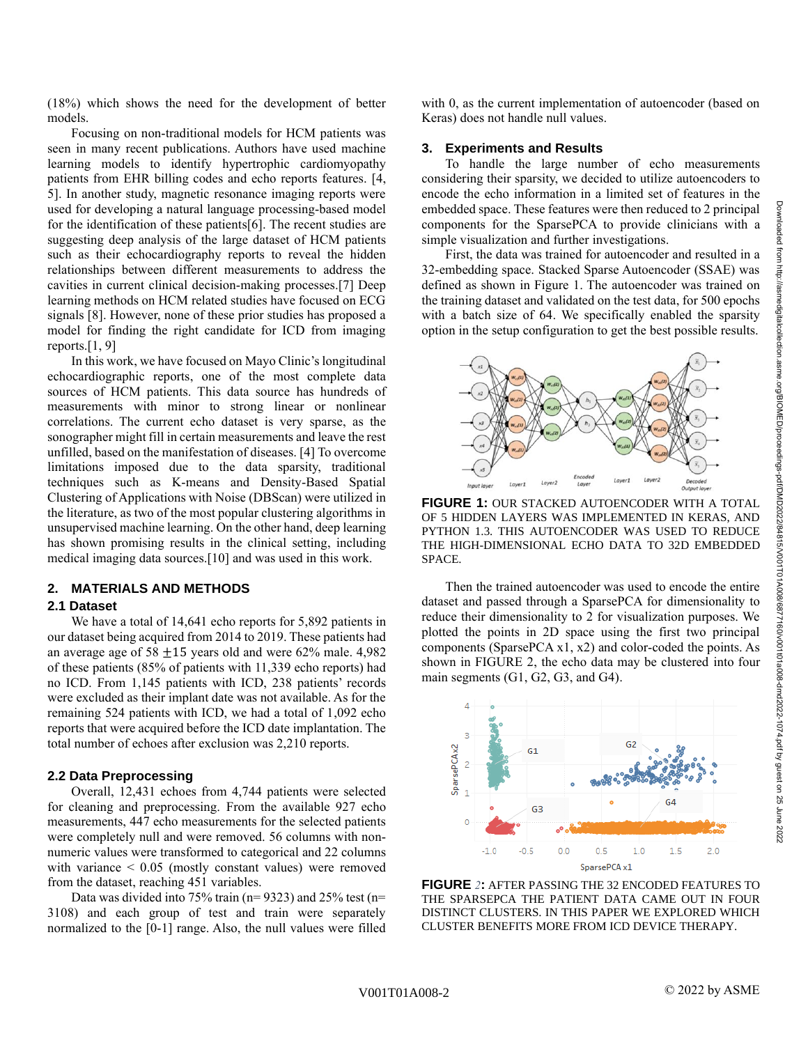(18%) which shows the need for the development of better models.

Focusing on non-traditional models for HCM patients was seen in many recent publications. Authors have used machine learning models to identify hypertrophic cardiomyopathy patients from EHR billing codes and echo reports features. [4, 5]. In another study, magnetic resonance imaging reports were used for developing a natural language processing-based model for the identification of these patients[6]. The recent studies are suggesting deep analysis of the large dataset of HCM patients such as their echocardiography reports to reveal the hidden relationships between different measurements to address the cavities in current clinical decision-making processes.[7] Deep learning methods on HCM related studies have focused on ECG signals [8]. However, none of these prior studies has proposed a model for finding the right candidate for ICD from imaging reports.[1, 9]

In this work, we have focused on Mayo Clinic's longitudinal echocardiographic reports, one of the most complete data sources of HCM patients. This data source has hundreds of measurements with minor to strong linear or nonlinear correlations. The current echo dataset is very sparse, as the sonographer might fill in certain measurements and leave the rest unfilled, based on the manifestation of diseases. [4] To overcome limitations imposed due to the data sparsity, traditional techniques such as K-means and Density-Based Spatial Clustering of Applications with Noise (DBScan) were utilized in the literature, as two of the most popular clustering algorithms in unsupervised machine learning. On the other hand, deep learning has shown promising results in the clinical setting, including medical imaging data sources.[10] and was used in this work.

## 2. MATERIALS AND METHODS

### 2.1 Dataset

We have a total of 14,641 echo reports for 5,892 patients in our dataset being acquired from 2014 to 2019. These patients had an average age of 58 ±15 years old and were 62% male. 4,982 of these patients (85% of patients with 11,339 echo reports) had no ICD. From 1,145 patients with ICD, 238 patients' records were excluded as their implant date was not available. As for the remaining 524 patients with ICD, we had a total of 1,092 echo reports that were acquired before the ICD date implantation. The total number of echoes after exclusion was 2,210 reports.

### 2.2 Data Preprocessing

Overall, 12,431 echoes from 4,744 patients were selected for cleaning and preprocessing. From the available 927 echo measurements, 447 echo measurements for the selected patients were completely null and were removed. 56 columns with non-numeric values were transformed to categorical and 22 columns with variance < 0.05 (mostly constant values) were removed from the dataset, reaching 451 variables.

Data was divided into 75% train (n= 9323) and 25% test (n= 3108) and each group of test and train were separately normalized to the [0-1] range. Also, the null values were filled with 0, as the current implementation of autoencoder (based on Keras) does not handle null values.

## 3. Experiments and Results

To handle the large number of echo measurements considering their sparsity, we decided to utilize autoencoders to encode the echo information in a limited set of features in the embedded space. These features were then reduced to 2 principal components for the SparsePCA to provide clinicians with a simple visualization and further investigations.

First, the data was trained for autoencoder and resulted in a 32-embedding space. Stacked Sparse Autoencoder (SSAE) was defined as shown in Figure 1. The autoencoder was trained on the training dataset and validated on the test data, for 500 epochs with a batch size of 64. We specifically enabled the sparsity option in the setup configuration to get the best possible results.

**FIGURE 1:** OUR STACKED AUTOENCODER WITH A TOTAL OF 5 HIDDEN LAYERS WAS IMPLEMENTED IN KERAS, AND PYTHON 1.3. THIS AUTOENCODER WAS USED TO REDUCE THE HIGH-DIMENSIONAL ECHO DATA TO 32D EMBEDDED SPACE.

Then the trained autoencoder was used to encode the entire dataset and passed through a SparsePCA for dimensionality to reduce their dimensionality to 2 for visualization purposes. We plotted the points in 2D space using the first two principal components (SparsePCA x1, x2) and color-coded the points. As shown in FIGURE 2, the echo data may be clustered into four main segments (G1, G2, G3, and G4).

**FIGURE 2:** AFTER PASSING THE 32 ENCODED FEATURES TO THE SPARSEPCA THE PATIENT DATA CAME OUT IN FOUR DISTINCT CLUSTERS. IN THIS PAPER WE EXPLORED WHICH CLUSTER BENEFITS MORE FROM ICD DEVICE THERAPY.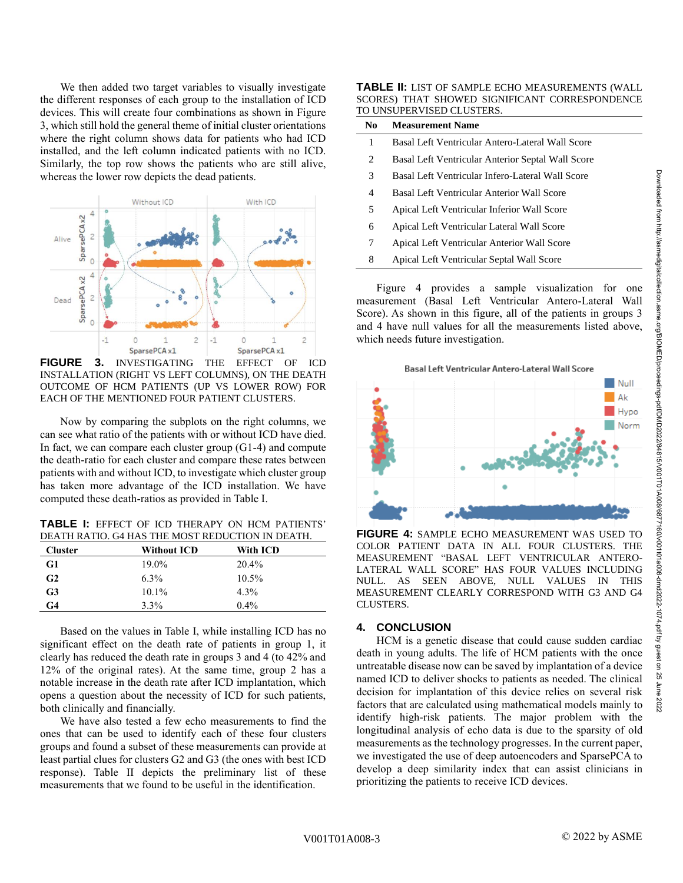We then added two target variables to visually investigate the different responses of each group to the installation of ICD devices. This will create four combinations as shown in Figure 3, which still hold the general theme of initial cluster orientations where the right column shows data for patients who had ICD installed, and the left column indicated patients with no ICD. Similarly, the top row shows the patients who are still alive, whereas the lower row depicts the dead patients.

**FIGURE 3.** INVESTIGATING THE EFFECT OF ICD INSTALLATION (RIGHT VS LEFT COLUMNS), ON THE DEATH OUTCOME OF HCM PATIENTS (UP VS LOWER ROW) FOR EACH OF THE MENTIONED FOUR PATIENT CLUSTERS.

Now by comparing the subplots on the right columns, we can see what ratio of the patients with or without ICD have died. In fact, we can compare each cluster group (G1-4) and compute the death-ratio for each cluster and compare these rates between patients with and without ICD, to investigate which cluster group has taken more advantage of the ICD installation. We have computed these death-ratios as provided in Table I.

**TABLE I:** EFFECT OF ICD THERAPY ON HCM PATIENTS' DEATH RATIO. G4 HAS THE MOST REDUCTION IN DEATH.

| Cluster | Without ICD | With ICD |
|---|---|---|
| **G1** | 19.0% | 20.4% |
| **G2** | 6.3% | 10.5% |
| **G3** | 10.1% | 4.3% |
| **G4** | 3.3% | 0.4% |

Based on the values in Table I, while installing ICD has no significant effect on the death rate of patients in group 1, it clearly has reduced the death rate in groups 3 and 4 (to 42% and 12% of the original rates). At the same time, group 2 has a notable increase in the death rate after ICD implantation, which opens a question about the necessity of ICD for such patients, both clinically and financially.

We have also tested a few echo measurements to find the ones that can be used to identify each of these four clusters groups and found a subset of these measurements can provide at least partial clues for clusters G2 and G3 (the ones with best ICD response). Table II depicts the preliminary list of these measurements that we found to be useful in the identification.

**TABLE II:** LIST OF SAMPLE ECHO MEASUREMENTS (WALL SCORES) THAT SHOWED SIGNIFICANT CORRESPONDENCE TO UNSUPERVISED CLUSTERS.

| No | Measurement Name |
|---|---|
| 1 | Basal Left Ventricular Antero-Lateral Wall Score |
| 2 | Basal Left Ventricular Anterior Septal Wall Score |
| 3 | Basal Left Ventricular Infero-Lateral Wall Score |
| 4 | Basal Left Ventricular Anterior Wall Score |
| 5 | Apical Left Ventricular Inferior Wall Score |
| 6 | Apical Left Ventricular Lateral Wall Score |
| 7 | Apical Left Ventricular Anterior Wall Score |
| 8 | Apical Left Ventricular Septal Wall Score |

Figure 4 provides a sample visualization for one measurement (Basal Left Ventricular Antero-Lateral Wall Score). As shown in this figure, all of the patients in groups 3 and 4 have null values for all the measurements listed above, which needs future investigation.

**FIGURE 4:** SAMPLE ECHO MEASUREMENT WAS USED TO COLOR PATIENT DATA IN ALL FOUR CLUSTERS. THE MEASUREMENT "BASAL LEFT VENTRICULAR ANTERO-LATERAL WALL SCORE" HAS FOUR VALUES INCLUDING NULL. AS SEEN ABOVE, NULL VALUES IN THIS MEASUREMENT CLEARLY CORRESPOND WITH G3 AND G4 CLUSTERS.

## 4. CONCLUSION

HCM is a genetic disease that could cause sudden cardiac death in young adults. The life of HCM patients with the once untreatable disease now can be saved by implantation of a device named ICD to deliver shocks to patients as needed. The clinical decision for implantation of this device relies on several risk factors that are calculated using mathematical models mainly to identify high-risk patients. The major problem with the longitudinal analysis of echo data is due to the sparsity of old measurements as the technology progresses. In the current paper, we investigated the use of deep autoencoders and SparsePCA to develop a deep similarity index that can assist clinicians in prioritizing the patients to receive ICD devices.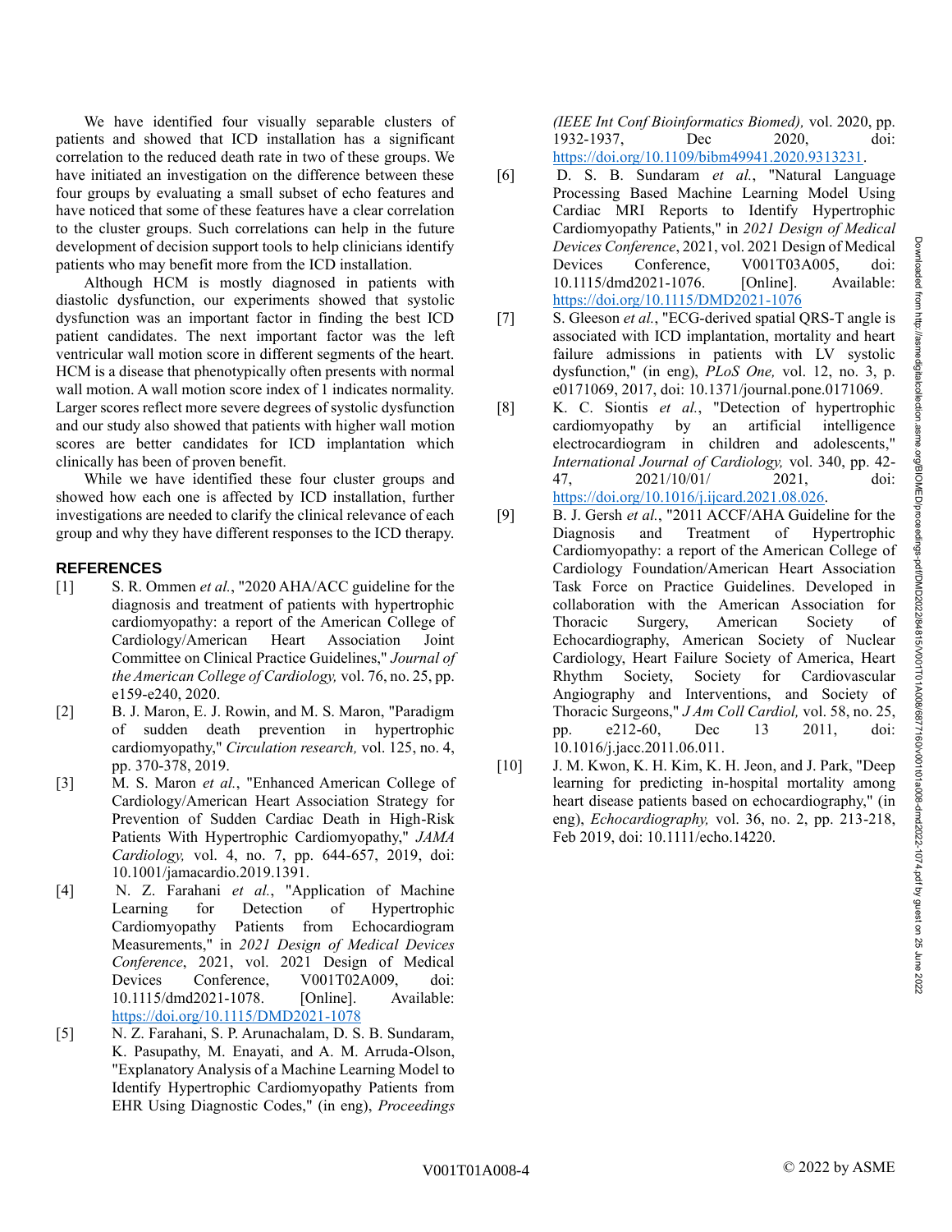We have identified four visually separable clusters of patients and showed that ICD installation has a significant correlation to the reduced death rate in two of these groups. We have initiated an investigation on the difference between these four groups by evaluating a small subset of echo features and have noticed that some of these features have a clear correlation to the cluster groups. Such correlations can help in the future development of decision support tools to help clinicians identify patients who may benefit more from the ICD installation.

Although HCM is mostly diagnosed in patients with diastolic dysfunction, our experiments showed that systolic dysfunction was an important factor in finding the best ICD patient candidates. The next important factor was the left ventricular wall motion score in different segments of the heart. HCM is a disease that phenotypically often presents with normal wall motion. A wall motion score index of 1 indicates normality. Larger scores reflect more severe degrees of systolic dysfunction and our study also showed that patients with higher wall motion scores are better candidates for ICD implantation which clinically has been of proven benefit.

While we have identified these four cluster groups and showed how each one is affected by ICD installation, further investigations are needed to clarify the clinical relevance of each group and why they have different responses to the ICD therapy.

## REFERENCES

[1] S. R. Ommen *et al.*, "2020 AHA/ACC guideline for the diagnosis and treatment of patients with hypertrophic cardiomyopathy: a report of the American College of Cardiology/American Heart Association Joint Committee on Clinical Practice Guidelines," *Journal of the American College of Cardiology,* vol. 76, no. 25, pp. e159-e240, 2020.

[2] B. J. Maron, E. J. Rowin, and M. S. Maron, "Paradigm of sudden death prevention in hypertrophic cardiomyopathy," *Circulation research,* vol. 125, no. 4, pp. 370-378, 2019.

[3] M. S. Maron *et al.*, "Enhanced American College of Cardiology/American Heart Association Strategy for Prevention of Sudden Cardiac Death in High-Risk Patients With Hypertrophic Cardiomyopathy," *JAMA Cardiology,* vol. 4, no. 7, pp. 644-657, 2019, doi: 10.1001/jamacardio.2019.1391.

[4] N. Z. Farahani *et al.*, "Application of Machine Learning for Detection of Hypertrophic Cardiomyopathy Patients from Echocardiogram Measurements," in *2021 Design of Medical Devices Conference*, 2021, vol. 2021 Design of Medical Devices Conference, V001T02A009, doi: 10.1115/dmd2021-1078. [Online]. Available: https://doi.org/10.1115/DMD2021-1078

[5] N. Z. Farahani, S. P. Arunachalam, D. S. B. Sundaram, K. Pasupathy, M. Enayati, and A. M. Arruda-Olson, "Explanatory Analysis of a Machine Learning Model to Identify Hypertrophic Cardiomyopathy Patients from EHR Using Diagnostic Codes," (in eng), *Proceedings (IEEE Int Conf Bioinformatics Biomed),* vol. 2020, pp. 1932-1937, Dec 2020, doi: https://doi.org/10.1109/bibm49941.2020.9313231.

[6] D. S. B. Sundaram *et al.*, "Natural Language Processing Based Machine Learning Model Using Cardiac MRI Reports to Identify Hypertrophic Cardiomyopathy Patients," in *2021 Design of Medical Devices Conference*, 2021, vol. 2021 Design of Medical Devices Conference, V001T03A005, doi: 10.1115/dmd2021-1076. [Online]. Available: https://doi.org/10.1115/DMD2021-1076

[7] S. Gleeson *et al.*, "ECG-derived spatial QRS-T angle is associated with ICD implantation, mortality and heart failure admissions in patients with LV systolic dysfunction," (in eng), *PLoS One,* vol. 12, no. 3, p. e0171069, 2017, doi: 10.1371/journal.pone.0171069.

[8] K. C. Siontis *et al.*, "Detection of hypertrophic cardiomyopathy by an artificial intelligence electrocardiogram in children and adolescents," *International Journal of Cardiology,* vol. 340, pp. 42-47, 2021/10/01/ 2021, doi: https://doi.org/10.1016/j.ijcard.2021.08.026.

[9] B. J. Gersh *et al.*, "2011 ACCF/AHA Guideline for the Diagnosis and Treatment of Hypertrophic Cardiomyopathy: a report of the American College of Cardiology Foundation/American Heart Association Task Force on Practice Guidelines. Developed in collaboration with the American Association for Thoracic Surgery, American Society of Echocardiography, American Society of Nuclear Cardiology, Heart Failure Society of America, Heart Rhythm Society, Society for Cardiovascular Angiography and Interventions, and Society of Thoracic Surgeons," *J Am Coll Cardiol,* vol. 58, no. 25, pp. e212-60, Dec 13 2011, doi: 10.1016/j.jacc.2011.06.011.

[10] J. M. Kwon, K. H. Kim, K. H. Jeon, and J. Park, "Deep learning for predicting in-hospital mortality among heart disease patients based on echocardiography," (in eng), *Echocardiography,* vol. 36, no. 2, pp. 213-218, Feb 2019, doi: 10.1111/echo.14220.